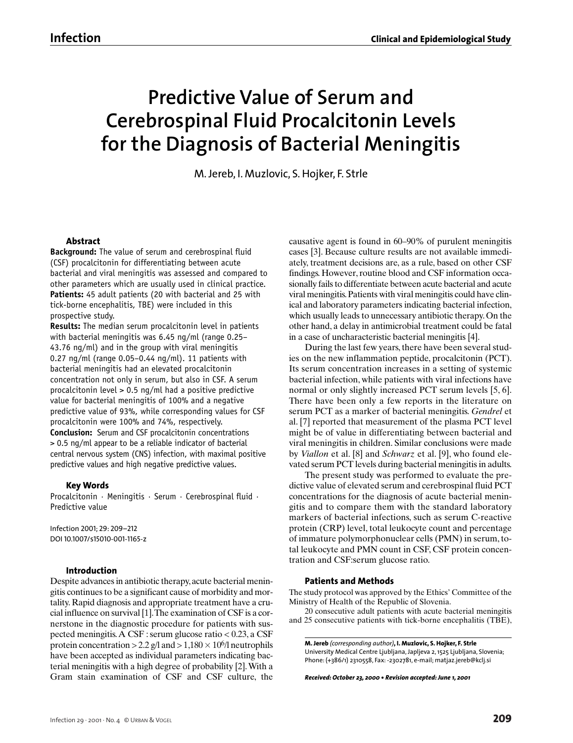# Predictive Value of Serum and Cerebrospinal Fluid Procalcitonin Levels for the Diagnosis of Bacterial Meningitis

M. Jereb, I. Muzlovic, S. Hojker, F. Strle

### Abstract

**Background:** The value of serum and cerebrospinal fluid (CSF) procalcitonin for differentiating between acute bacterial and viral meningitis was assessed and compared to other parameters which are usually used in clinical practice.
**Patients:** 45 adult patients (20 with bacterial and 25 with tick-borne encephalitis, TBE) were included in this prospective study.
**Results:** The median serum procalcitonin level in patients with bacterial meningitis was 6.45 ng/ml (range 0.25–43.76 ng/ml) and in the group with viral meningitis 0.27 ng/ml (range 0.05–0.44 ng/ml). 11 patients with bacterial meningitis had an elevated procalcitonin concentration not only in serum, but also in CSF. A serum procalcitonin level > 0.5 ng/ml had a positive predictive value for bacterial meningitis of 100% and a negative predictive value of 93%, while corresponding values for CSF procalcitonin were 100% and 74%, respectively.
**Conclusion:** Serum and CSF procalcitonin concentrations > 0.5 ng/ml appear to be a reliable indicator of bacterial central nervous system (CNS) infection, with maximal positive predictive values and high negative predictive values.

### Key Words

Procalcitonin · Meningitis · Serum · Cerebrospinal fluid · Predictive value

Infection 2001; 29: 209–212
DOI 10.1007/s15010-001-1165-z

### Introduction

Despite advances in antibiotic therapy, acute bacterial meningitis continues to be a significant cause of morbidity and mortality. Rapid diagnosis and appropriate treatment have a crucial influence on survival [1]. The examination of CSF is a cornerstone in the diagnostic procedure for patients with suspected meningitis. A CSF : serum glucose ratio < 0.23, a CSF protein concentration > 2.2 g/l and > $1{,}180 \times 10^6$/l neutrophils have been accepted as individual parameters indicating bacterial meningitis with a high degree of probability [2]. With a Gram stain examination of CSF and CSF culture, the causative agent is found in 60–90% of purulent meningitis cases [3]. Because culture results are not available immediately, treatment decisions are, as a rule, based on other CSF findings. However, routine blood and CSF information occasionally fails to differentiate between acute bacterial and acute viral meningitis. Patients with viral meningitis could have clinical and laboratory parameters indicating bacterial infection, which usually leads to unnecessary antibiotic therapy. On the other hand, a delay in antimicrobial treatment could be fatal in a case of uncharacteristic bacterial meningitis [4].

During the last few years, there have been several studies on the new inflammation peptide, procalcitonin (PCT). Its serum concentration increases in a setting of systemic bacterial infection, while patients with viral infections have normal or only slightly increased PCT serum levels [5, 6]. There have been only a few reports in the literature on serum PCT as a marker of bacterial meningitis. *Gendrel* et al. [7] reported that measurement of the plasma PCT level might be of value in differentiating between bacterial and viral meningitis in children. Similar conclusions were made by *Viallon* et al. [8] and *Schwarz* et al. [9], who found elevated serum PCT levels during bacterial meningitis in adults.

The present study was performed to evaluate the predictive value of elevated serum and cerebrospinal fluid PCT concentrations for the diagnosis of acute bacterial meningitis and to compare them with the standard laboratory markers of bacterial infections, such as serum C-reactive protein (CRP) level, total leukocyte count and percentage of immature polymorphonuclear cells (PMN) in serum, total leukocyte and PMN count in CSF, CSF protein concentration and CSF:serum glucose ratio.

### Patients and Methods

The study protocol was approved by the Ethics' Committee of the Ministry of Health of the Republic of Slovenia.

20 consecutive adult patients with acute bacterial meningitis and 25 consecutive patients with tick-borne encephalitis (TBE),

**M. Jereb** *(corresponding author)*, **I. Muzlovic, S. Hojker, F. Strle**
University Medical Centre Ljubljana, Japljeva 2, 1525 Ljubljana, Slovenia; Phone: (+386/1) 2310558, Fax: -2302781, e-mail; matjaz.jereb@kclj.si

***Received: October 23, 2000 • Revision accepted: June 1, 2001***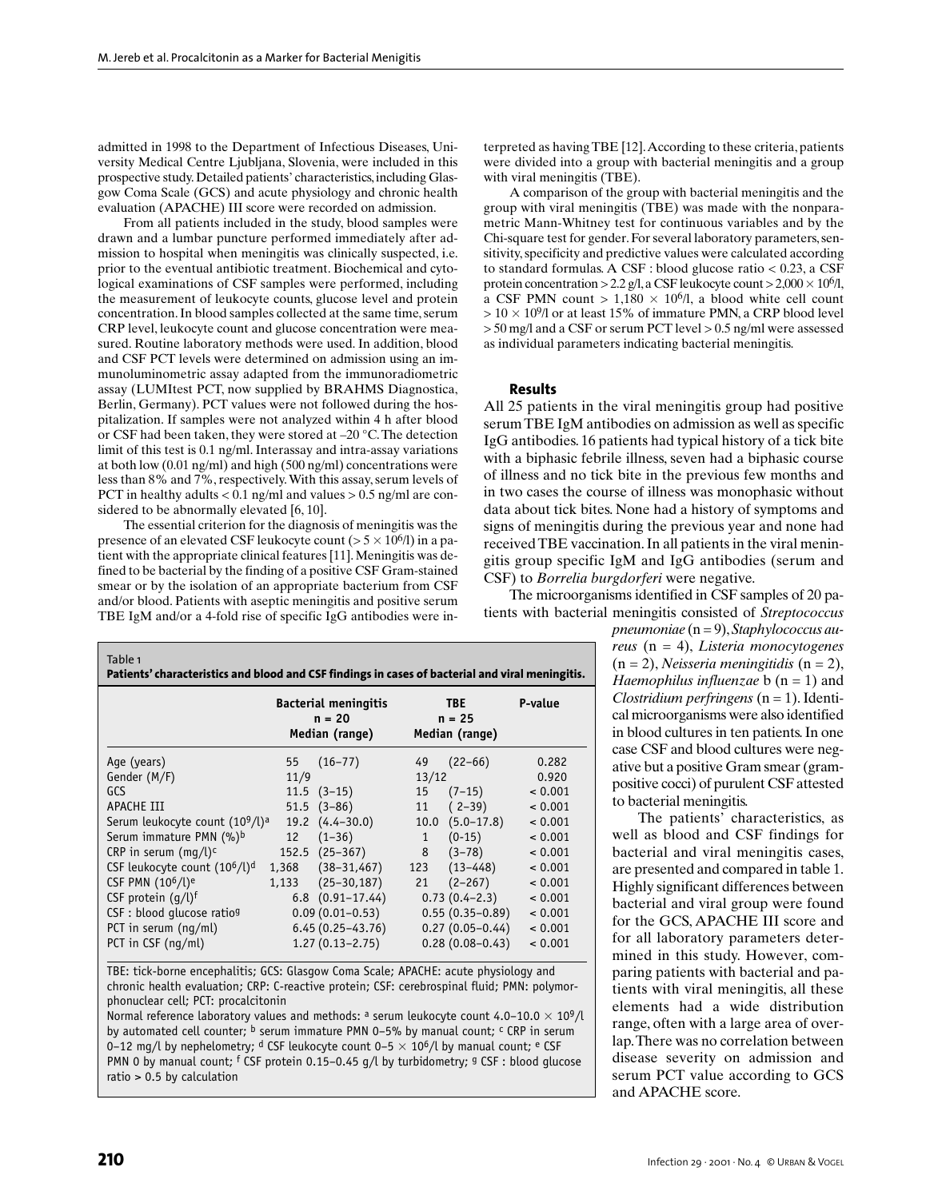admitted in 1998 to the Department of Infectious Diseases, University Medical Centre Ljubljana, Slovenia, were included in this prospective study. Detailed patients' characteristics, including Glasgow Coma Scale (GCS) and acute physiology and chronic health evaluation (APACHE) III score were recorded on admission.

From all patients included in the study, blood samples were drawn and a lumbar puncture performed immediately after admission to hospital when meningitis was clinically suspected, i.e. prior to the eventual antibiotic treatment. Biochemical and cytological examinations of CSF samples were performed, including the measurement of leukocyte counts, glucose level and protein concentration. In blood samples collected at the same time, serum CRP level, leukocyte count and glucose concentration were measured. Routine laboratory methods were used. In addition, blood and CSF PCT levels were determined on admission using an immunoluminometric assay adapted from the immunoradiometric assay (LUMItest PCT, now supplied by BRAHMS Diagnostica, Berlin, Germany). PCT values were not followed during the hospitalization. If samples were not analyzed within 4 h after blood or CSF had been taken, they were stored at –20 °C. The detection limit of this test is 0.1 ng/ml. Interassay and intra-assay variations at both low (0.01 ng/ml) and high (500 ng/ml) concentrations were less than 8% and 7%, respectively. With this assay, serum levels of PCT in healthy adults < 0.1 ng/ml and values > 0.5 ng/ml are considered to be abnormally elevated [6, 10].

The essential criterion for the diagnosis of meningitis was the presence of an elevated CSF leukocyte count ($> 5 \times 10^6$/l) in a patient with the appropriate clinical features [11]. Meningitis was defined to be bacterial by the finding of a positive CSF Gram-stained smear or by the isolation of an appropriate bacterium from CSF and/or blood. Patients with aseptic meningitis and positive serum TBE IgM and/or a 4-fold rise of specific IgG antibodies were interpreted as having TBE [12]. According to these criteria, patients were divided into a group with bacterial meningitis and a group with viral meningitis (TBE).

A comparison of the group with bacterial meningitis and the group with viral meningitis (TBE) was made with the nonparametric Mann-Whitney test for continuous variables and by the Chi-square test for gender. For several laboratory parameters, sensitivity, specificity and predictive values were calculated according to standard formulas. A CSF : blood glucose ratio < 0.23, a CSF protein concentration > 2.2 g/l, a CSF leukocyte count $> 2{,}000 \times 10^6$/l, a CSF PMN count $> 1{,}180 \times 10^6$/l, a blood white cell count $> 10 \times 10^9$/l or at least 15% of immature PMN, a CRP blood level > 50 mg/l and a CSF or serum PCT level > 0.5 ng/ml were assessed as individual parameters indicating bacterial meningitis.

## Results

All 25 patients in the viral meningitis group had positive serum TBE IgM antibodies on admission as well as specific IgG antibodies. 16 patients had typical history of a tick bite with a biphasic febrile illness, seven had a biphasic course of illness and no tick bite in the previous few months and in two cases the course of illness was monophasic without data about tick bites. None had a history of symptoms and signs of meningitis during the previous year and none had received TBE vaccination. In all patients in the viral meningitis group specific IgM and IgG antibodies (serum and CSF) to *Borrelia burgdorferi* were negative.

The microorganisms identified in CSF samples of 20 patients with bacterial meningitis consisted of *Streptococcus pneumoniae* (n = 9), *Staphylococcus aureus* (n = 4), *Listeria monocytogenes* (n = 2), *Neisseria meningitidis* (n = 2), *Haemophilus influenzae* b (n = 1) and *Clostridium perfringens* (n = 1). Identical microorganisms were also identified in blood cultures in ten patients. In one case CSF and blood cultures were negative but a positive Gram smear (gram-positive cocci) of purulent CSF attested to bacterial meningitis.

The patients' characteristics, as well as blood and CSF findings for bacterial and viral meningitis cases, are presented and compared in table 1. Highly significant differences between bacterial and viral group were found for the GCS, APACHE III score and for all laboratory parameters determined in this study. However, comparing patients with bacterial and patients with viral meningitis, all these elements had a wide distribution range, often with a large area of overlap. There was no correlation between disease severity on admission and serum PCT value according to GCS and APACHE score.

Table 1
**Patients' characteristics and blood and CSF findings in cases of bacterial and viral meningitis.**

| | Bacterial meningitis n = 20 Median (range) | TBE n = 25 Median (range) | P-value |
|---|---|---|---|
| Age (years) | 55 (16–77) | 49 (22–66) | 0.282 |
| Gender (M/F) | 11/9 | 13/12 | 0.920 |
| GCS | 11.5 (3–15) | 15 (7–15) | < 0.001 |
| APACHE III | 51.5 (3–86) | 11 (2–39) | < 0.001 |
| Serum leukocyte count ($10^9$/l)[a] | 19.2 (4.4–30.0) | 10.0 (5.0–17.8) | < 0.001 |
| Serum immature PMN (%)[b] | 12 (1–36) | 1 (0-15) | < 0.001 |
| CRP in serum (mg/l)[c] | 152.5 (25–367) | 8 (3–78) | < 0.001 |
| CSF leukocyte count ($10^6$/l)[d] | 1,368 (38–31,467) | 123 (13–448) | < 0.001 |
| CSF PMN ($10^6$/l)[e] | 1,133 (25–30,187) | 21 (2–267) | < 0.001 |
| CSF protein (g/l)[f] | 6.8 (0.91–17.44) | 0.73 (0.4–2.3) | < 0.001 |
| CSF : blood glucose ratio[g] | 0.09 (0.01–0.53) | 0.55 (0.35–0.89) | < 0.001 |
| PCT in serum (ng/ml) | 6.45 (0.25–43.76) | 0.27 (0.05–0.44) | < 0.001 |
| PCT in CSF (ng/ml) | 1.27 (0.13–2.75) | 0.28 (0.08–0.43) | < 0.001 |

TBE: tick-borne encephalitis; GCS: Glasgow Coma Scale; APACHE: acute physiology and chronic health evaluation; CRP: C-reactive protein; CSF: cerebrospinal fluid; PMN: polymorphonuclear cell; PCT: procalcitonin

Normal reference laboratory values and methods: [a] serum leukocyte count 4.0–10.0 $\times 10^9$/l by automated cell counter; [b] serum immature PMN 0–5% by manual count; [c] CRP in serum 0–12 mg/l by nephelometry; [d] CSF leukocyte count 0–5 $\times 10^6$/l by manual count; [e] CSF PMN 0 by manual count; [f] CSF protein 0.15–0.45 g/l by turbidometry; [g] CSF : blood glucose ratio > 0.5 by calculation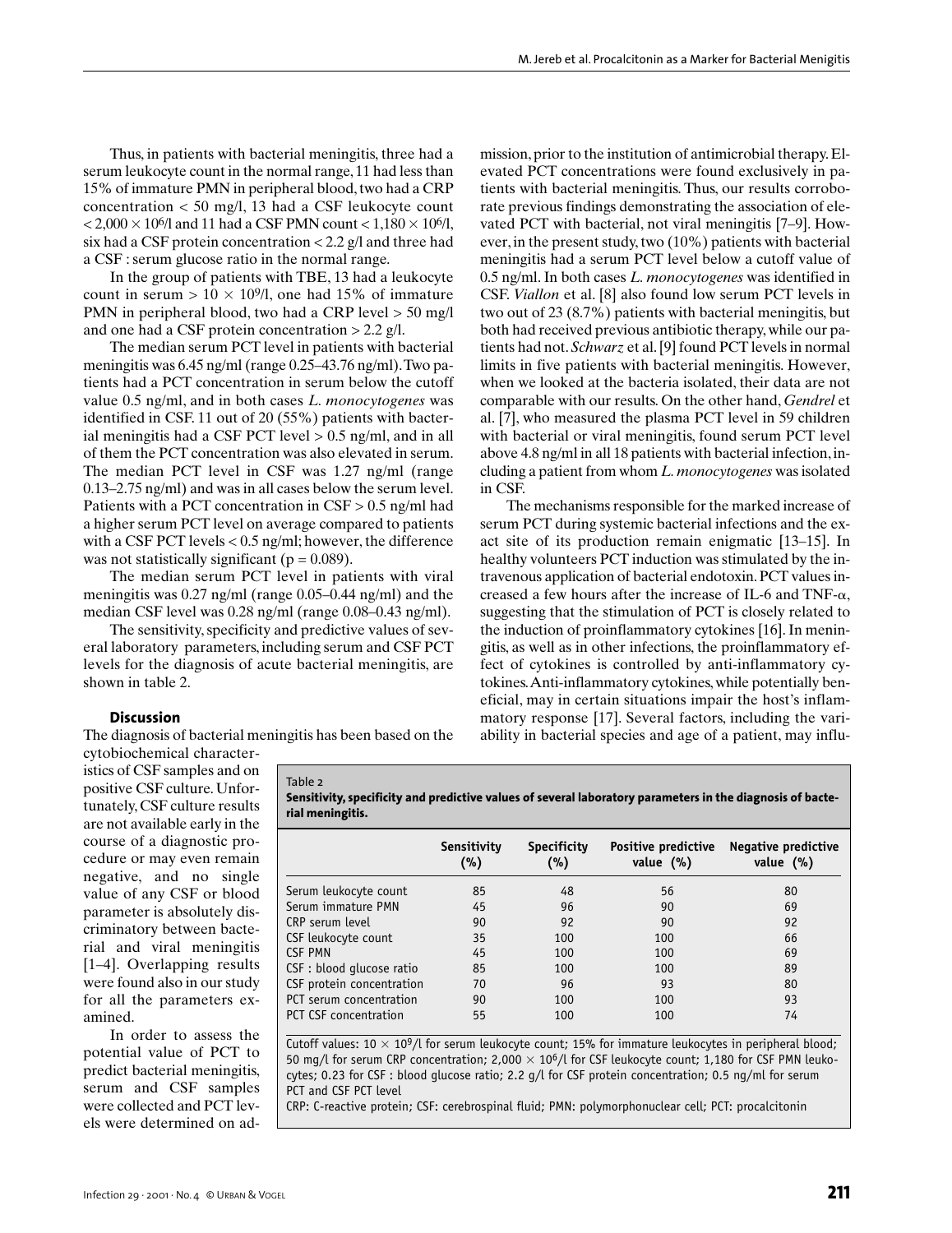Thus, in patients with bacterial meningitis, three had a serum leukocyte count in the normal range, 11 had less than 15% of immature PMN in peripheral blood, two had a CRP concentration < 50 mg/l, 13 had a CSF leukocyte count $< 2{,}000 \times 10^6$/l and 11 had a CSF PMN count $< 1{,}180 \times 10^6$/l, six had a CSF protein concentration < 2.2 g/l and three had a CSF : serum glucose ratio in the normal range.

In the group of patients with TBE, 13 had a leukocyte count in serum $> 10 \times 10^9$/l, one had 15% of immature PMN in peripheral blood, two had a CRP level > 50 mg/l and one had a CSF protein concentration > 2.2 g/l.

The median serum PCT level in patients with bacterial meningitis was 6.45 ng/ml (range 0.25–43.76 ng/ml). Two patients had a PCT concentration in serum below the cutoff value 0.5 ng/ml, and in both cases *L. monocytogenes* was identified in CSF. 11 out of 20 (55%) patients with bacterial meningitis had a CSF PCT level > 0.5 ng/ml, and in all of them the PCT concentration was also elevated in serum. The median PCT level in CSF was 1.27 ng/ml (range 0.13–2.75 ng/ml) and was in all cases below the serum level. Patients with a PCT concentration in CSF > 0.5 ng/ml had a higher serum PCT level on average compared to patients with a CSF PCT levels < 0.5 ng/ml; however, the difference was not statistically significant ($p = 0.089$).

The median serum PCT level in patients with viral meningitis was 0.27 ng/ml (range 0.05–0.44 ng/ml) and the median CSF level was 0.28 ng/ml (range 0.08–0.43 ng/ml).

The sensitivity, specificity and predictive values of several laboratory parameters, including serum and CSF PCT levels for the diagnosis of acute bacterial meningitis, are shown in table 2.

## Discussion

The diagnosis of bacterial meningitis has been based on the cytobiochemical characteristics of CSF samples and on positive CSF culture. Unfortunately, CSF culture results are not available early in the course of a diagnostic procedure or may even remain negative, and no single value of any CSF or blood parameter is absolutely discriminatory between bacterial and viral meningitis [1–4]. Overlapping results were found also in our study for all the parameters examined.

In order to assess the potential value of PCT to predict bacterial meningitis, serum and CSF samples were collected and PCT levels were determined on admission, prior to the institution of antimicrobial therapy. Elevated PCT concentrations were found exclusively in patients with bacterial meningitis. Thus, our results corroborate previous findings demonstrating the association of elevated PCT with bacterial, not viral meningitis [7–9]. However, in the present study, two (10%) patients with bacterial meningitis had a serum PCT level below a cutoff value of 0.5 ng/ml. In both cases *L. monocytogenes* was identified in CSF. *Viallon* et al. [8] also found low serum PCT levels in two out of 23 (8.7%) patients with bacterial meningitis, but both had received previous antibiotic therapy, while our patients had not. *Schwarz* et al. [9] found PCT levels in normal limits in five patients with bacterial meningitis. However, when we looked at the bacteria isolated, their data are not comparable with our results. On the other hand, *Gendrel* et al. [7], who measured the plasma PCT level in 59 children with bacterial or viral meningitis, found serum PCT level above 4.8 ng/ml in all 18 patients with bacterial infection, including a patient from whom *L. monocytogenes* was isolated in CSF.

The mechanisms responsible for the marked increase of serum PCT during systemic bacterial infections and the exact site of its production remain enigmatic [13–15]. In healthy volunteers PCT induction was stimulated by the intravenous application of bacterial endotoxin. PCT values increased a few hours after the increase of IL-6 and TNF-$\alpha$, suggesting that the stimulation of PCT is closely related to the induction of proinflammatory cytokines [16]. In meningitis, as well as in other infections, the proinflammatory effect of cytokines is controlled by anti-inflammatory cytokines. Anti-inflammatory cytokines, while potentially beneficial, may in certain situations impair the host's inflammatory response [17]. Several factors, including the variability in bacterial species and age of a patient, may influ-

Table 2
**Sensitivity, specificity and predictive values of several laboratory parameters in the diagnosis of bacterial meningitis.**

| | Sensitivity (%) | Specificity (%) | Positive predictive value (%) | Negative predictive value (%) |
|---|---|---|---|---|
| Serum leukocyte count | 85 | 48 | 56 | 80 |
| Serum immature PMN | 45 | 96 | 90 | 69 |
| CRP serum level | 90 | 92 | 90 | 92 |
| CSF leukocyte count | 35 | 100 | 100 | 66 |
| CSF PMN | 45 | 100 | 100 | 69 |
| CSF : blood glucose ratio | 85 | 100 | 100 | 89 |
| CSF protein concentration | 70 | 96 | 93 | 80 |
| PCT serum concentration | 90 | 100 | 100 | 93 |
| PCT CSF concentration | 55 | 100 | 100 | 74 |

Cutoff values: $10 \times 10^9$/l for serum leukocyte count; 15% for immature leukocytes in peripheral blood; 50 mg/l for serum CRP concentration; $2{,}000 \times 10^6$/l for CSF leukocyte count; 1,180 for CSF PMN leukocytes; 0.23 for CSF : blood glucose ratio; 2.2 g/l for CSF protein concentration; 0.5 ng/ml for serum PCT and CSF PCT level
CRP: C-reactive protein; CSF: cerebrospinal fluid; PMN: polymorphonuclear cell; PCT: procalcitonin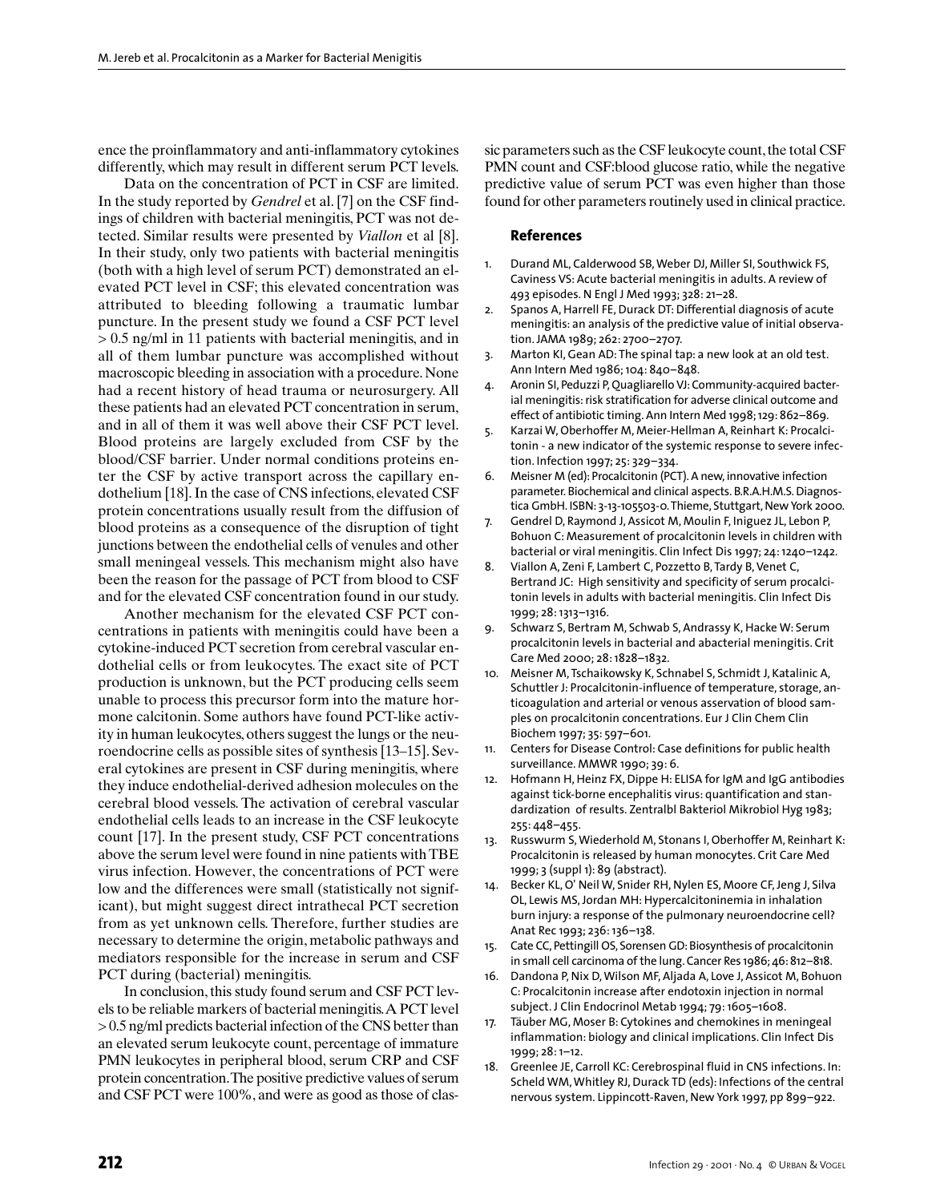ence the proinflammatory and anti-inflammatory cytokines differently, which may result in different serum PCT levels.

Data on the concentration of PCT in CSF are limited. In the study reported by *Gendrel* et al. [7] on the CSF findings of children with bacterial meningitis, PCT was not detected. Similar results were presented by *Viallon* et al [8]. In their study, only two patients with bacterial meningitis (both with a high level of serum PCT) demonstrated an elevated PCT level in CSF; this elevated concentration was attributed to bleeding following a traumatic lumbar puncture. In the present study we found a CSF PCT level > 0.5 ng/ml in 11 patients with bacterial meningitis, and in all of them lumbar puncture was accomplished without macroscopic bleeding in association with a procedure. None had a recent history of head trauma or neurosurgery. All these patients had an elevated PCT concentration in serum, and in all of them it was well above their CSF PCT level. Blood proteins are largely excluded from CSF by the blood/CSF barrier. Under normal conditions proteins enter the CSF by active transport across the capillary endothelium [18]. In the case of CNS infections, elevated CSF protein concentrations usually result from the diffusion of blood proteins as a consequence of the disruption of tight junctions between the endothelial cells of venules and other small meningeal vessels. This mechanism might also have been the reason for the passage of PCT from blood to CSF and for the elevated CSF concentration found in our study.

Another mechanism for the elevated CSF PCT concentrations in patients with meningitis could have been a cytokine-induced PCT secretion from cerebral vascular endothelial cells or from leukocytes. The exact site of PCT production is unknown, but the PCT producing cells seem unable to process this precursor form into the mature hormone calcitonin. Some authors have found PCT-like activity in human leukocytes, others suggest the lungs or the neuroendocrine cells as possible sites of synthesis [13–15]. Several cytokines are present in CSF during meningitis, where they induce endothelial-derived adhesion molecules on the cerebral blood vessels. The activation of cerebral vascular endothelial cells leads to an increase in the CSF leukocyte count [17]. In the present study, CSF PCT concentrations above the serum level were found in nine patients with TBE virus infection. However, the concentrations of PCT were low and the differences were small (statistically not significant), but might suggest direct intrathecal PCT secretion from as yet unknown cells. Therefore, further studies are necessary to determine the origin, metabolic pathways and mediators responsible for the increase in serum and CSF PCT during (bacterial) meningitis.

In conclusion, this study found serum and CSF PCT levels to be reliable markers of bacterial meningitis. A PCT level > 0.5 ng/ml predicts bacterial infection of the CNS better than an elevated serum leukocyte count, percentage of immature PMN leukocytes in peripheral blood, serum CRP and CSF protein concentration. The positive predictive values of serum and CSF PCT were 100%, and were as good as those of classic parameters such as the CSF leukocyte count, the total CSF PMN count and CSF:blood glucose ratio, while the negative predictive value of serum PCT was even higher than those found for other parameters routinely used in clinical practice.

## References

1. Durand ML, Calderwood SB, Weber DJ, Miller SI, Southwick FS, Caviness VS: Acute bacterial meningitis in adults. A review of 493 episodes. N Engl J Med 1993; 328: 21–28.
2. Spanos A, Harrell FE, Durack DT: Differential diagnosis of acute meningitis: an analysis of the predictive value of initial observation. JAMA 1989; 262: 2700–2707.
3. Marton KI, Gean AD: The spinal tap: a new look at an old test. Ann Intern Med 1986; 104: 840–848.
4. Aronin SI, Peduzzi P, Quagliarello VJ: Community-acquired bacterial meningitis: risk stratification for adverse clinical outcome and effect of antibiotic timing. Ann Intern Med 1998; 129: 862–869.
5. Karzai W, Oberhoffer M, Meier-Hellman A, Reinhart K: Procalcitonin - a new indicator of the systemic response to severe infection. Infection 1997; 25: 329–334.
6. Meisner M (ed): Procalcitonin (PCT). A new, innovative infection parameter. Biochemical and clinical aspects. B.R.A.H.M.S. Diagnostica GmbH. ISBN: 3-13-105503-0. Thieme, Stuttgart, New York 2000.
7. Gendrel D, Raymond J, Assicot M, Moulin F, Iniguez JL, Lebon P, Bohuon C: Measurement of procalcitonin levels in children with bacterial or viral meningitis. Clin Infect Dis 1997; 24: 1240–1242.
8. Viallon A, Zeni F, Lambert C, Pozzetto B, Tardy B, Venet C, Bertrand JC: High sensitivity and specificity of serum procalcitonin levels in adults with bacterial meningitis. Clin Infect Dis 1999; 28: 1313–1316.
9. Schwarz S, Bertram M, Schwab S, Andrassy K, Hacke W: Serum procalcitonin levels in bacterial and abacterial meningitis. Crit Care Med 2000; 28: 1828–1832.
10. Meisner M, Tschaikowsky K, Schnabel S, Schmidt J, Katalinic A, Schuttler J: Procalcitonin-influence of temperature, storage, anticoagulation and arterial or venous asservation of blood samples on procalcitonin concentrations. Eur J Clin Chem Clin Biochem 1997; 35: 597–601.
11. Centers for Disease Control: Case definitions for public health surveillance. MMWR 1990; 39: 6.
12. Hofmann H, Heinz FX, Dippe H: ELISA for IgM and IgG antibodies against tick-borne encephalitis virus: quantification and standardization of results. Zentralbl Bakteriol Mikrobiol Hyg 1983; 255: 448–455.
13. Russwurm S, Wiederhold M, Stonans I, Oberhoffer M, Reinhart K: Procalcitonin is released by human monocytes. Crit Care Med 1999; 3 (suppl 1): 89 (abstract).
14. Becker KL, O' Neil W, Snider RH, Nylen ES, Moore CF, Jeng J, Silva OL, Lewis MS, Jordan MH: Hypercalcitoninemia in inhalation burn injury: a response of the pulmonary neuroendocrine cell? Anat Rec 1993; 236: 136–138.
15. Cate CC, Pettingill OS, Sorensen GD: Biosynthesis of procalcitonin in small cell carcinoma of the lung. Cancer Res 1986; 46: 812–818.
16. Dandona P, Nix D, Wilson MF, Aljada A, Love J, Assicot M, Bohuon C: Procalcitonin increase after endotoxin injection in normal subject. J Clin Endocrinol Metab 1994; 79: 1605–1608.
17. Täuber MG, Moser B: Cytokines and chemokines in meningeal inflammation: biology and clinical implications. Clin Infect Dis 1999; 28: 1–12.
18. Greenlee JE, Carroll KC: Cerebrospinal fluid in CNS infections. In: Scheld WM, Whitley RJ, Durack TD (eds): Infections of the central nervous system. Lippincott-Raven, New York 1997, pp 899–922.